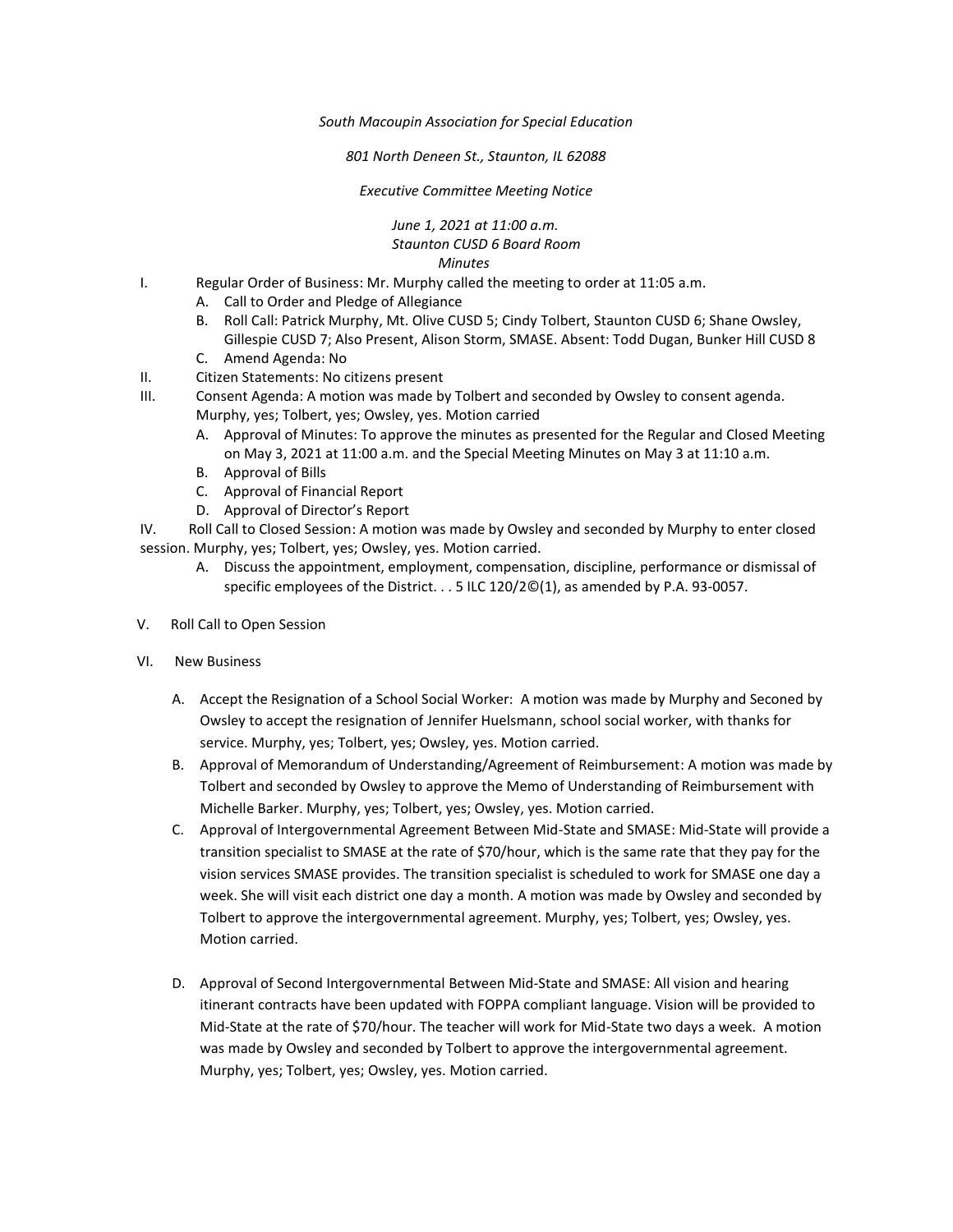*South Macoupin Association for Special Education*

*801 North Deneen St., Staunton, IL 62088*

*Executive Committee Meeting Notice*

*June 1, 2021 at 11:00 a.m.*
*Staunton CUSD 6 Board Room*
*Minutes*

I. Regular Order of Business: Mr. Murphy called the meeting to order at 11:05 a.m.
   A. Call to Order and Pledge of Allegiance
   B. Roll Call: Patrick Murphy, Mt. Olive CUSD 5; Cindy Tolbert, Staunton CUSD 6; Shane Owsley, Gillespie CUSD 7; Also Present, Alison Storm, SMASE. Absent: Todd Dugan, Bunker Hill CUSD 8
   C. Amend Agenda: No

II. Citizen Statements: No citizens present

III. Consent Agenda: A motion was made by Tolbert and seconded by Owsley to consent agenda. Murphy, yes; Tolbert, yes; Owsley, yes. Motion carried
   A. Approval of Minutes: To approve the minutes as presented for the Regular and Closed Meeting on May 3, 2021 at 11:00 a.m. and the Special Meeting Minutes on May 3 at 11:10 a.m.
   B. Approval of Bills
   C. Approval of Financial Report
   D. Approval of Director's Report

IV. Roll Call to Closed Session: A motion was made by Owsley and seconded by Murphy to enter closed session. Murphy, yes; Tolbert, yes; Owsley, yes. Motion carried.
   A. Discuss the appointment, employment, compensation, discipline, performance or dismissal of specific employees of the District. . . 5 ILC 120/2©(1), as amended by P.A. 93-0057.

V. Roll Call to Open Session

VI. New Business

   A. Accept the Resignation of a School Social Worker: A motion was made by Murphy and Seconed by Owsley to accept the resignation of Jennifer Huelsmann, school social worker, with thanks for service. Murphy, yes; Tolbert, yes; Owsley, yes. Motion carried.

   B. Approval of Memorandum of Understanding/Agreement of Reimbursement: A motion was made by Tolbert and seconded by Owsley to approve the Memo of Understanding of Reimbursement with Michelle Barker. Murphy, yes; Tolbert, yes; Owsley, yes. Motion carried.

   C. Approval of Intergovernmental Agreement Between Mid-State and SMASE: Mid-State will provide a transition specialist to SMASE at the rate of $70/hour, which is the same rate that they pay for the vision services SMASE provides. The transition specialist is scheduled to work for SMASE one day a week. She will visit each district one day a month. A motion was made by Owsley and seconded by Tolbert to approve the intergovernmental agreement. Murphy, yes; Tolbert, yes; Owsley, yes. Motion carried.

   D. Approval of Second Intergovernmental Between Mid-State and SMASE: All vision and hearing itinerant contracts have been updated with FOPPA compliant language. Vision will be provided to Mid-State at the rate of $70/hour. The teacher will work for Mid-State two days a week. A motion was made by Owsley and seconded by Tolbert to approve the intergovernmental agreement. Murphy, yes; Tolbert, yes; Owsley, yes. Motion carried.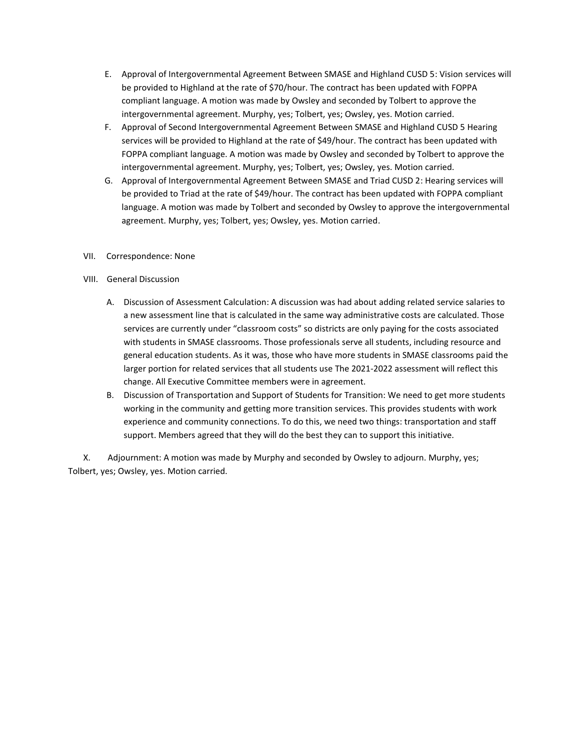E. Approval of Intergovernmental Agreement Between SMASE and Highland CUSD 5: Vision services will be provided to Highland at the rate of $70/hour. The contract has been updated with FOPPA compliant language. A motion was made by Owsley and seconded by Tolbert to approve the intergovernmental agreement. Murphy, yes; Tolbert, yes; Owsley, yes. Motion carried.

F. Approval of Second Intergovernmental Agreement Between SMASE and Highland CUSD 5 Hearing services will be provided to Highland at the rate of $49/hour. The contract has been updated with FOPPA compliant language. A motion was made by Owsley and seconded by Tolbert to approve the intergovernmental agreement. Murphy, yes; Tolbert, yes; Owsley, yes. Motion carried.

G. Approval of Intergovernmental Agreement Between SMASE and Triad CUSD 2: Hearing services will be provided to Triad at the rate of $49/hour. The contract has been updated with FOPPA compliant language. A motion was made by Tolbert and seconded by Owsley to approve the intergovernmental agreement. Murphy, yes; Tolbert, yes; Owsley, yes. Motion carried.

VII. Correspondence: None

VIII. General Discussion

A. Discussion of Assessment Calculation: A discussion was had about adding related service salaries to a new assessment line that is calculated in the same way administrative costs are calculated. Those services are currently under "classroom costs" so districts are only paying for the costs associated with students in SMASE classrooms. Those professionals serve all students, including resource and general education students. As it was, those who have more students in SMASE classrooms paid the larger portion for related services that all students use The 2021-2022 assessment will reflect this change. All Executive Committee members were in agreement.

B. Discussion of Transportation and Support of Students for Transition: We need to get more students working in the community and getting more transition services. This provides students with work experience and community connections. To do this, we need two things: transportation and staff support. Members agreed that they will do the best they can to support this initiative.

X. Adjournment: A motion was made by Murphy and seconded by Owsley to adjourn. Murphy, yes; Tolbert, yes; Owsley, yes. Motion carried.